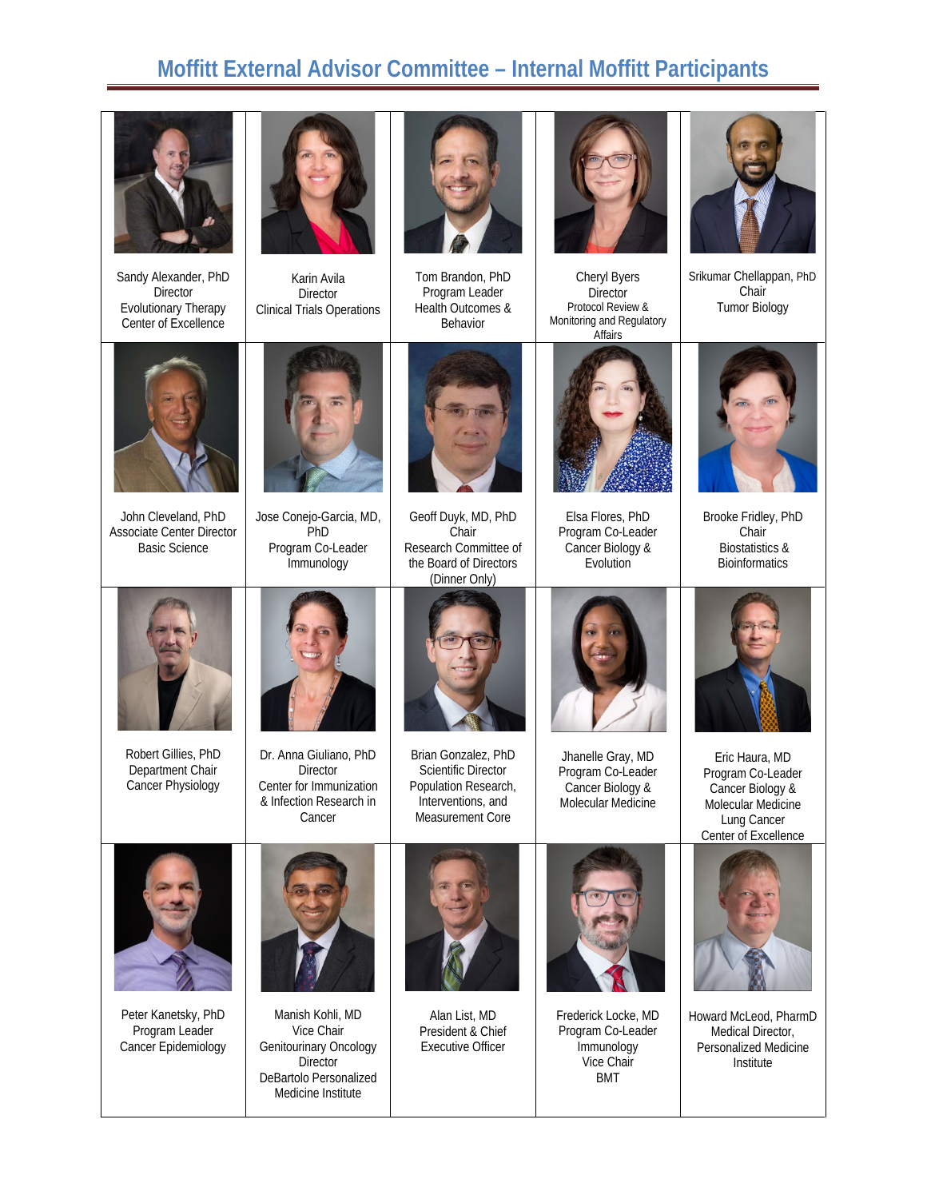# Moffitt External Advisor Committee – Internal Moffitt Participants

| | | | | |
|---|---|---|---|---|
| Sandy Alexander, PhD<br>Director<br>Evolutionary Therapy<br>Center of Excellence | Karin Avila<br>Director<br>Clinical Trials Operations | Tom Brandon, PhD<br>Program Leader<br>Health Outcomes &<br>Behavior | Cheryl Byers<br>Director<br>Protocol Review &<br>Monitoring and Regulatory<br>Affairs | Srikumar Chellappan, PhD<br>Chair<br>Tumor Biology |
| John Cleveland, PhD<br>Associate Center Director<br>Basic Science | Jose Conejo-Garcia, MD,<br>PhD<br>Program Co-Leader<br>Immunology | Geoff Duyk, MD, PhD<br>Chair<br>Research Committee of<br>the Board of Directors<br>(Dinner Only) | Elsa Flores, PhD<br>Program Co-Leader<br>Cancer Biology &<br>Evolution | Brooke Fridley, PhD<br>Chair<br>Biostatistics &<br>Bioinformatics |
| Robert Gillies, PhD<br>Department Chair<br>Cancer Physiology | Dr. Anna Giuliano, PhD<br>Director<br>Center for Immunization<br>& Infection Research in<br>Cancer | Brian Gonzalez, PhD<br>Scientific Director<br>Population Research,<br>Interventions, and<br>Measurement Core | Jhanelle Gray, MD<br>Program Co-Leader<br>Cancer Biology &<br>Molecular Medicine | Eric Haura, MD<br>Program Co-Leader<br>Cancer Biology &<br>Molecular Medicine<br>Lung Cancer<br>Center of Excellence |
| Peter Kanetsky, PhD<br>Program Leader<br>Cancer Epidemiology | Manish Kohli, MD<br>Vice Chair<br>Genitourinary Oncology<br>Director<br>DeBartolo Personalized<br>Medicine Institute | Alan List, MD<br>President & Chief<br>Executive Officer | Frederick Locke, MD<br>Program Co-Leader<br>Immunology<br>Vice Chair<br>BMT | Howard McLeod, PharmD<br>Medical Director,<br>Personalized Medicine<br>Institute |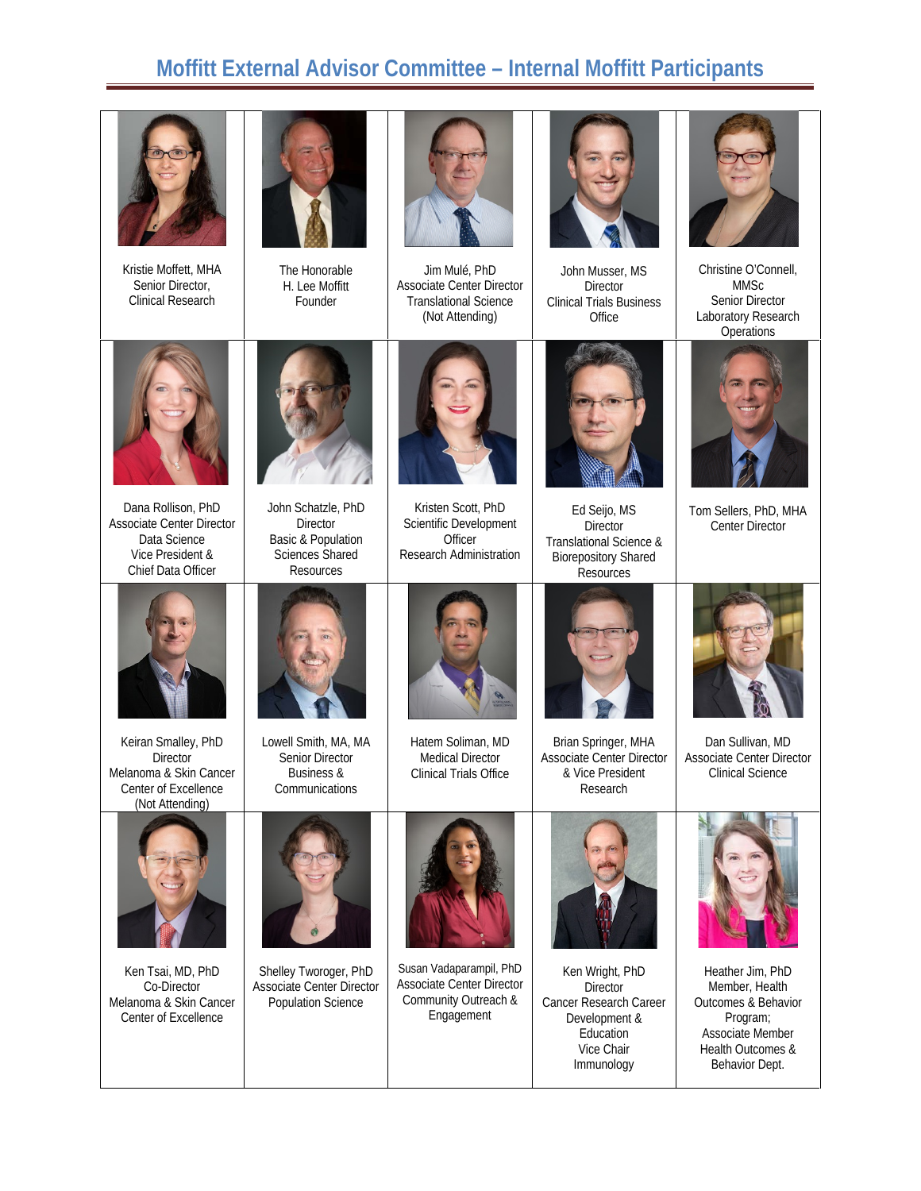# Moffitt External Advisor Committee – Internal Moffitt Participants

| | | | | |
|---|---|---|---|---|
| Kristie Moffett, MHA<br>Senior Director,<br>Clinical Research | The Honorable<br>H. Lee Moffitt<br>Founder | Jim Mulé, PhD<br>Associate Center Director<br>Translational Science<br>(Not Attending) | John Musser, MS<br>Director<br>Clinical Trials Business Office | Christine O'Connell, MMSc<br>Senior Director<br>Laboratory Research Operations |
| Dana Rollison, PhD<br>Associate Center Director<br>Data Science<br>Vice President &<br>Chief Data Officer | John Schatzle, PhD<br>Director<br>Basic & Population Sciences Shared Resources | Kristen Scott, PhD<br>Scientific Development Officer<br>Research Administration | Ed Seijo, MS<br>Director<br>Translational Science & Biorepository Shared Resources | Tom Sellers, PhD, MHA<br>Center Director |
| Keiran Smalley, PhD<br>Director<br>Melanoma & Skin Cancer Center of Excellence<br>(Not Attending) | Lowell Smith, MA, MA<br>Senior Director<br>Business & Communications | Hatem Soliman, MD<br>Medical Director<br>Clinical Trials Office | Brian Springer, MHA<br>Associate Center Director & Vice President<br>Research | Dan Sullivan, MD<br>Associate Center Director<br>Clinical Science |
| Ken Tsai, MD, PhD<br>Co-Director<br>Melanoma & Skin Cancer Center of Excellence | Shelley Tworoger, PhD<br>Associate Center Director<br>Population Science | Susan Vadaparampil, PhD<br>Associate Center Director<br>Community Outreach & Engagement | Ken Wright, PhD<br>Director<br>Cancer Research Career Development & Education<br>Vice Chair<br>Immunology | Heather Jim, PhD<br>Member, Health Outcomes & Behavior Program;<br>Associate Member<br>Health Outcomes & Behavior Dept. |